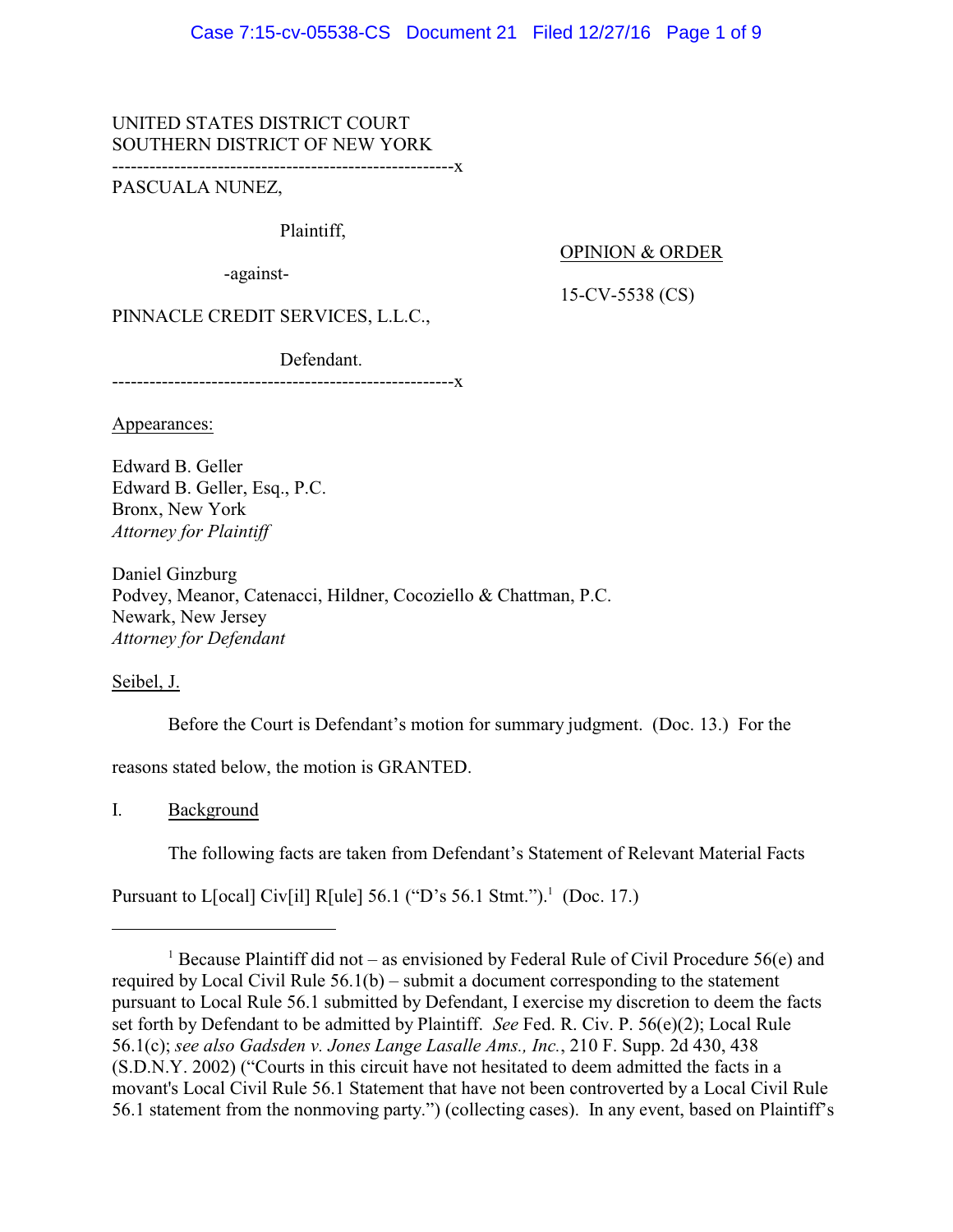UNITED STATES DISTRICT COURT
SOUTHERN DISTRICT OF NEW YORK
-------------------------------------------------------x
PASCUALA NUNEZ,

Plaintiff,

-against-

PINNACLE CREDIT SERVICES, L.L.C.,

Defendant.
-------------------------------------------------------x

OPINION & ORDER

15-CV-5538 (CS)

Appearances:

Edward B. Geller
Edward B. Geller, Esq., P.C.
Bronx, New York
*Attorney for Plaintiff*

Daniel Ginzburg
Podvey, Meanor, Catenacci, Hildner, Cocoziello & Chattman, P.C.
Newark, New Jersey
*Attorney for Defendant*

Seibel, J.

Before the Court is Defendant's motion for summary judgment. (Doc. 13.) For the reasons stated below, the motion is GRANTED.

I. Background

The following facts are taken from Defendant's Statement of Relevant Material Facts Pursuant to L[ocal] Civ[il] R[ule] 56.1 ("D's 56.1 Stmt.").[1] (Doc. 17.)

[1] Because Plaintiff did not – as envisioned by Federal Rule of Civil Procedure 56(e) and required by Local Civil Rule 56.1(b) – submit a document corresponding to the statement pursuant to Local Rule 56.1 submitted by Defendant, I exercise my discretion to deem the facts set forth by Defendant to be admitted by Plaintiff. *See* Fed. R. Civ. P. 56(e)(2); Local Rule 56.1(c); *see also Gadsden v. Jones Lange Lasalle Ams., Inc.*, 210 F. Supp. 2d 430, 438 (S.D.N.Y. 2002) ("Courts in this circuit have not hesitated to deem admitted the facts in a movant's Local Civil Rule 56.1 Statement that have not been controverted by a Local Civil Rule 56.1 statement from the nonmoving party.") (collecting cases). In any event, based on Plaintiff's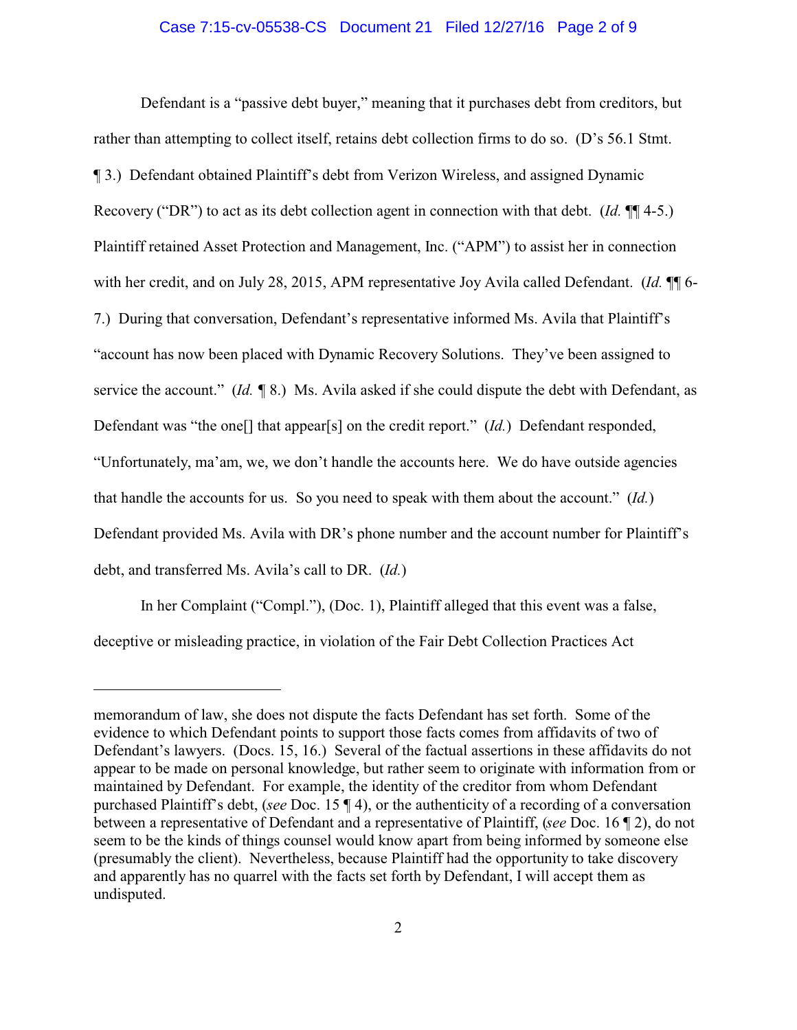Defendant is a "passive debt buyer," meaning that it purchases debt from creditors, but rather than attempting to collect itself, retains debt collection firms to do so. (D's 56.1 Stmt. ¶ 3.) Defendant obtained Plaintiff's debt from Verizon Wireless, and assigned Dynamic Recovery ("DR") to act as its debt collection agent in connection with that debt. (*Id.* ¶¶ 4-5.) Plaintiff retained Asset Protection and Management, Inc. ("APM") to assist her in connection with her credit, and on July 28, 2015, APM representative Joy Avila called Defendant. (*Id.* ¶¶ 6-7.) During that conversation, Defendant's representative informed Ms. Avila that Plaintiff's "account has now been placed with Dynamic Recovery Solutions. They've been assigned to service the account." (*Id.* ¶ 8.) Ms. Avila asked if she could dispute the debt with Defendant, as Defendant was "the one[] that appear[s] on the credit report." (*Id.*) Defendant responded, "Unfortunately, ma'am, we, we don't handle the accounts here. We do have outside agencies that handle the accounts for us. So you need to speak with them about the account." (*Id.*) Defendant provided Ms. Avila with DR's phone number and the account number for Plaintiff's debt, and transferred Ms. Avila's call to DR. (*Id.*)

In her Complaint ("Compl."), (Doc. 1), Plaintiff alleged that this event was a false, deceptive or misleading practice, in violation of the Fair Debt Collection Practices Act

---

memorandum of law, she does not dispute the facts Defendant has set forth. Some of the evidence to which Defendant points to support those facts comes from affidavits of two of Defendant's lawyers. (Docs. 15, 16.) Several of the factual assertions in these affidavits do not appear to be made on personal knowledge, but rather seem to originate with information from or maintained by Defendant. For example, the identity of the creditor from whom Defendant purchased Plaintiff's debt, (*see* Doc. 15 ¶ 4), or the authenticity of a recording of a conversation between a representative of Defendant and a representative of Plaintiff, (*see* Doc. 16 ¶ 2), do not seem to be the kinds of things counsel would know apart from being informed by someone else (presumably the client). Nevertheless, because Plaintiff had the opportunity to take discovery and apparently has no quarrel with the facts set forth by Defendant, I will accept them as undisputed.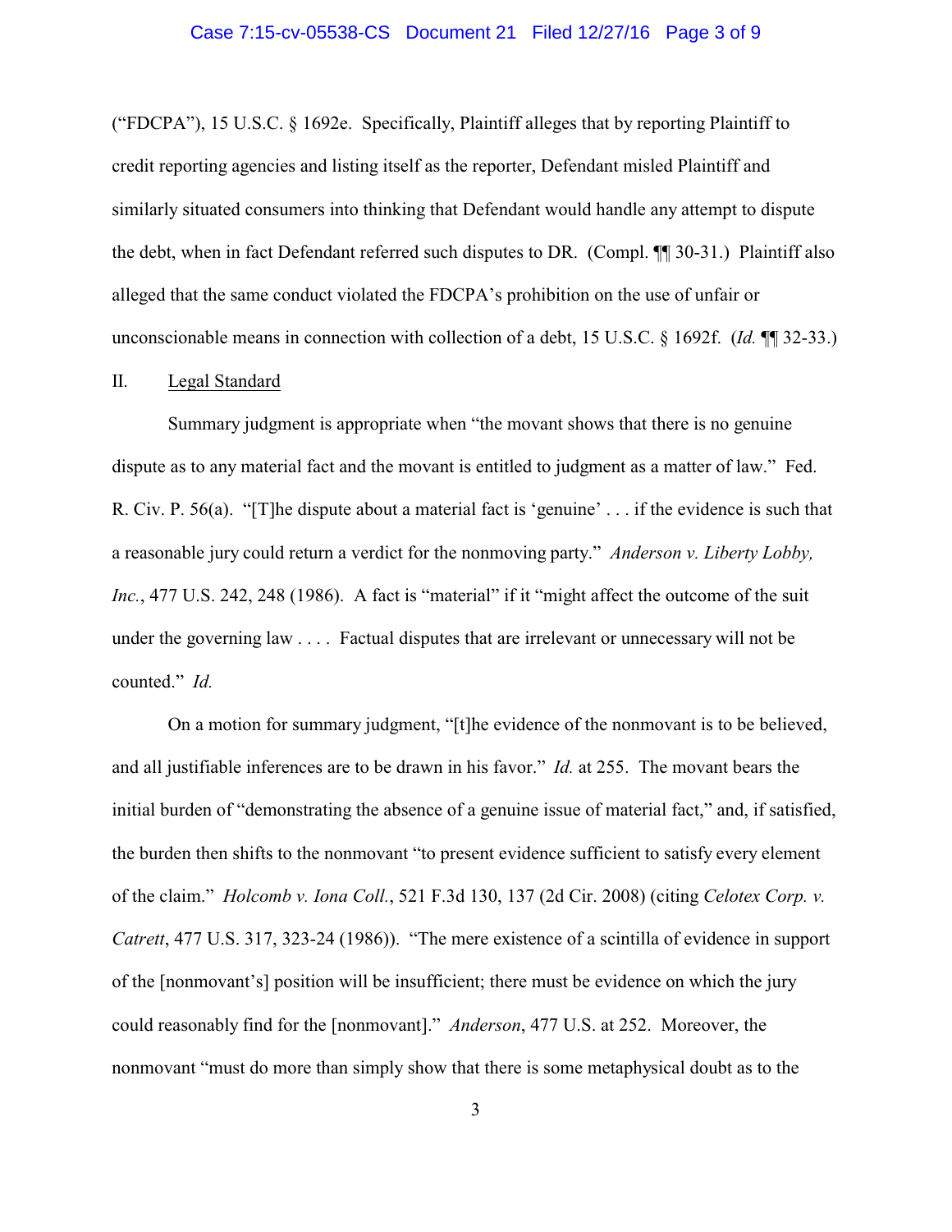("FDCPA"), 15 U.S.C. § 1692e. Specifically, Plaintiff alleges that by reporting Plaintiff to credit reporting agencies and listing itself as the reporter, Defendant misled Plaintiff and similarly situated consumers into thinking that Defendant would handle any attempt to dispute the debt, when in fact Defendant referred such disputes to DR. (Compl. ¶¶ 30-31.) Plaintiff also alleged that the same conduct violated the FDCPA's prohibition on the use of unfair or unconscionable means in connection with collection of a debt, 15 U.S.C. § 1692f. (*Id.* ¶¶ 32-33.)

## II. Legal Standard

Summary judgment is appropriate when "the movant shows that there is no genuine dispute as to any material fact and the movant is entitled to judgment as a matter of law." Fed. R. Civ. P. 56(a). "[T]he dispute about a material fact is 'genuine' . . . if the evidence is such that a reasonable jury could return a verdict for the nonmoving party." *Anderson v. Liberty Lobby, Inc.*, 477 U.S. 242, 248 (1986). A fact is "material" if it "might affect the outcome of the suit under the governing law . . . . Factual disputes that are irrelevant or unnecessary will not be counted." *Id.*

On a motion for summary judgment, "[t]he evidence of the nonmovant is to be believed, and all justifiable inferences are to be drawn in his favor." *Id.* at 255. The movant bears the initial burden of "demonstrating the absence of a genuine issue of material fact," and, if satisfied, the burden then shifts to the nonmovant "to present evidence sufficient to satisfy every element of the claim." *Holcomb v. Iona Coll.*, 521 F.3d 130, 137 (2d Cir. 2008) (citing *Celotex Corp. v. Catrett*, 477 U.S. 317, 323-24 (1986)). "The mere existence of a scintilla of evidence in support of the [nonmovant's] position will be insufficient; there must be evidence on which the jury could reasonably find for the [nonmovant]." *Anderson*, 477 U.S. at 252. Moreover, the nonmovant "must do more than simply show that there is some metaphysical doubt as to the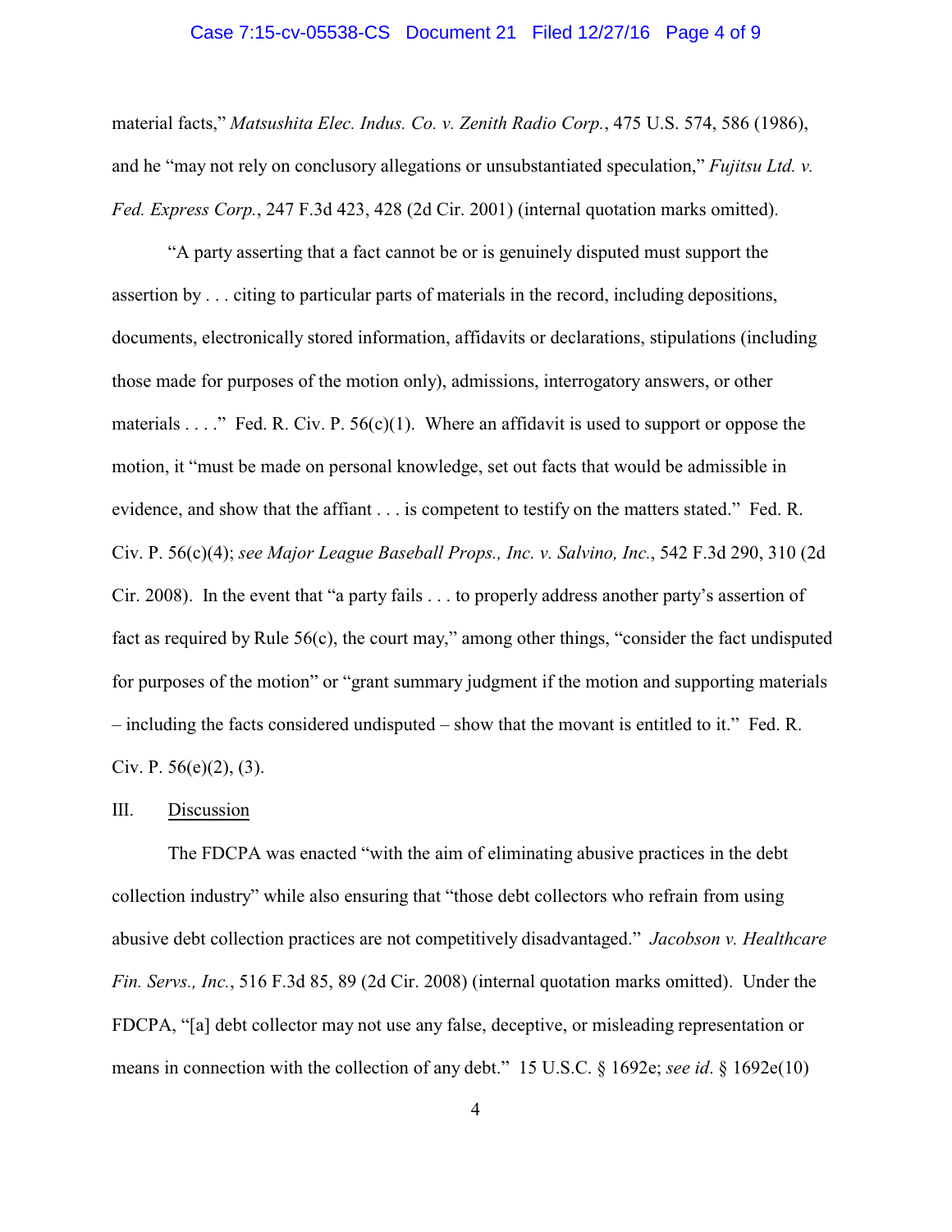material facts," *Matsushita Elec. Indus. Co. v. Zenith Radio Corp.*, 475 U.S. 574, 586 (1986), and he "may not rely on conclusory allegations or unsubstantiated speculation," *Fujitsu Ltd. v. Fed. Express Corp.*, 247 F.3d 423, 428 (2d Cir. 2001) (internal quotation marks omitted).

"A party asserting that a fact cannot be or is genuinely disputed must support the assertion by . . . citing to particular parts of materials in the record, including depositions, documents, electronically stored information, affidavits or declarations, stipulations (including those made for purposes of the motion only), admissions, interrogatory answers, or other materials . . . ." Fed. R. Civ. P. 56(c)(1). Where an affidavit is used to support or oppose the motion, it "must be made on personal knowledge, set out facts that would be admissible in evidence, and show that the affiant . . . is competent to testify on the matters stated." Fed. R. Civ. P. 56(c)(4); *see Major League Baseball Props., Inc. v. Salvino, Inc.*, 542 F.3d 290, 310 (2d Cir. 2008). In the event that "a party fails . . . to properly address another party's assertion of fact as required by Rule 56(c), the court may," among other things, "consider the fact undisputed for purposes of the motion" or "grant summary judgment if the motion and supporting materials – including the facts considered undisputed – show that the movant is entitled to it." Fed. R. Civ. P. 56(e)(2), (3).

## III. Discussion

The FDCPA was enacted "with the aim of eliminating abusive practices in the debt collection industry" while also ensuring that "those debt collectors who refrain from using abusive debt collection practices are not competitively disadvantaged." *Jacobson v. Healthcare Fin. Servs., Inc.*, 516 F.3d 85, 89 (2d Cir. 2008) (internal quotation marks omitted). Under the FDCPA, "[a] debt collector may not use any false, deceptive, or misleading representation or means in connection with the collection of any debt." 15 U.S.C. § 1692e; *see id*. § 1692e(10)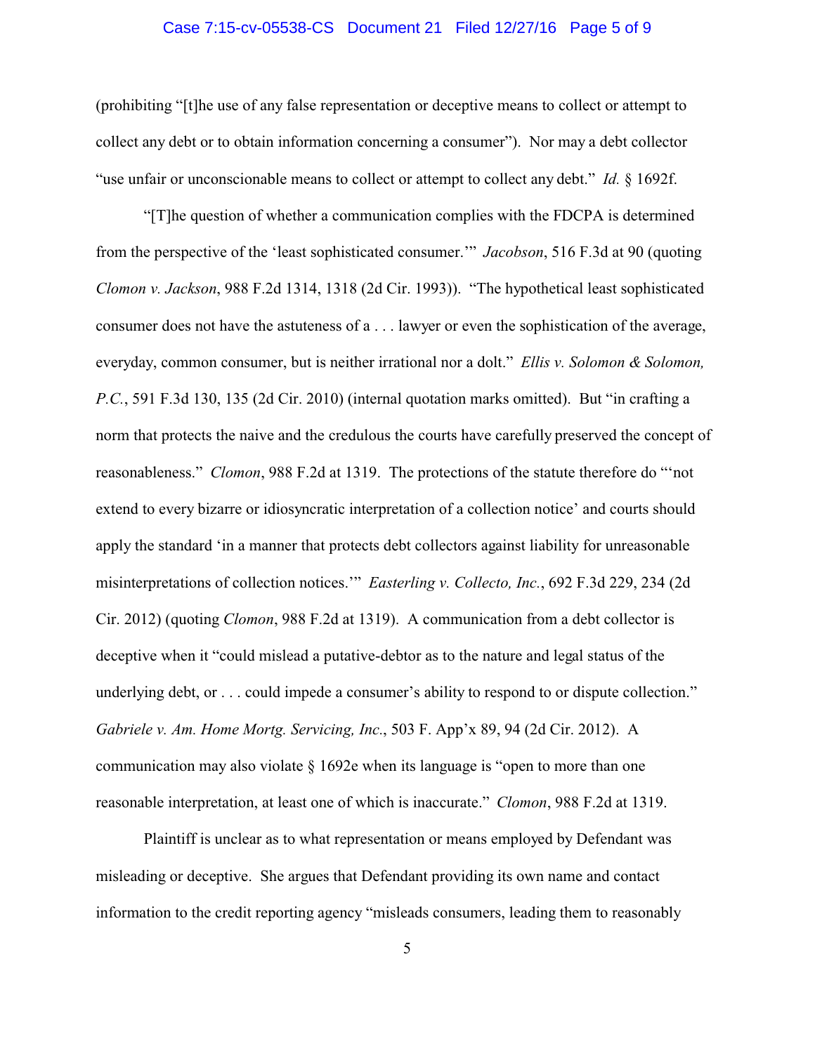(prohibiting "[t]he use of any false representation or deceptive means to collect or attempt to collect any debt or to obtain information concerning a consumer"). Nor may a debt collector "use unfair or unconscionable means to collect or attempt to collect any debt." *Id.* § 1692f.

"[T]he question of whether a communication complies with the FDCPA is determined from the perspective of the 'least sophisticated consumer.'" *Jacobson*, 516 F.3d at 90 (quoting *Clomon v. Jackson*, 988 F.2d 1314, 1318 (2d Cir. 1993)). "The hypothetical least sophisticated consumer does not have the astuteness of a . . . lawyer or even the sophistication of the average, everyday, common consumer, but is neither irrational nor a dolt." *Ellis v. Solomon & Solomon, P.C.*, 591 F.3d 130, 135 (2d Cir. 2010) (internal quotation marks omitted). But "in crafting a norm that protects the naive and the credulous the courts have carefully preserved the concept of reasonableness." *Clomon*, 988 F.2d at 1319. The protections of the statute therefore do "'not extend to every bizarre or idiosyncratic interpretation of a collection notice' and courts should apply the standard 'in a manner that protects debt collectors against liability for unreasonable misinterpretations of collection notices.'" *Easterling v. Collecto, Inc.*, 692 F.3d 229, 234 (2d Cir. 2012) (quoting *Clomon*, 988 F.2d at 1319). A communication from a debt collector is deceptive when it "could mislead a putative-debtor as to the nature and legal status of the underlying debt, or . . . could impede a consumer's ability to respond to or dispute collection." *Gabriele v. Am. Home Mortg. Servicing, Inc.*, 503 F. App'x 89, 94 (2d Cir. 2012). A communication may also violate § 1692e when its language is "open to more than one reasonable interpretation, at least one of which is inaccurate." *Clomon*, 988 F.2d at 1319.

Plaintiff is unclear as to what representation or means employed by Defendant was misleading or deceptive. She argues that Defendant providing its own name and contact information to the credit reporting agency "misleads consumers, leading them to reasonably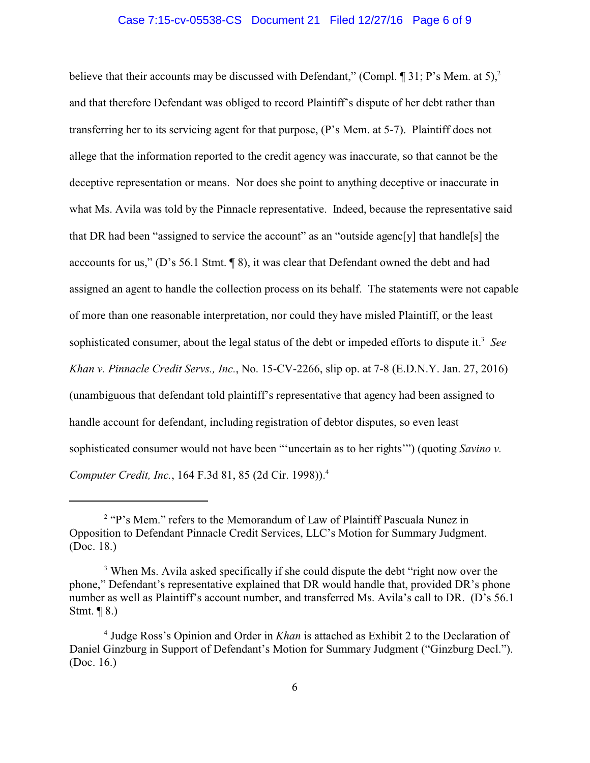believe that their accounts may be discussed with Defendant," (Compl. ¶ 31; P's Mem. at 5),[2] and that therefore Defendant was obliged to record Plaintiff's dispute of her debt rather than transferring her to its servicing agent for that purpose, (P's Mem. at 5-7). Plaintiff does not allege that the information reported to the credit agency was inaccurate, so that cannot be the deceptive representation or means. Nor does she point to anything deceptive or inaccurate in what Ms. Avila was told by the Pinnacle representative. Indeed, because the representative said that DR had been "assigned to service the account" as an "outside agenc[y] that handle[s] the acccounts for us," (D's 56.1 Stmt. ¶ 8), it was clear that Defendant owned the debt and had assigned an agent to handle the collection process on its behalf. The statements were not capable of more than one reasonable interpretation, nor could they have misled Plaintiff, or the least sophisticated consumer, about the legal status of the debt or impeded efforts to dispute it.[3] *See Khan v. Pinnacle Credit Servs., Inc.*, No. 15-CV-2266, slip op. at 7-8 (E.D.N.Y. Jan. 27, 2016) (unambiguous that defendant told plaintiff's representative that agency had been assigned to handle account for defendant, including registration of debtor disputes, so even least sophisticated consumer would not have been "'uncertain as to her rights'") (quoting *Savino v. Computer Credit, Inc.*, 164 F.3d 81, 85 (2d Cir. 1998)).[4]

---

[2] "P's Mem." refers to the Memorandum of Law of Plaintiff Pascuala Nunez in Opposition to Defendant Pinnacle Credit Services, LLC's Motion for Summary Judgment. (Doc. 18.)

[3] When Ms. Avila asked specifically if she could dispute the debt "right now over the phone," Defendant's representative explained that DR would handle that, provided DR's phone number as well as Plaintiff's account number, and transferred Ms. Avila's call to DR. (D's 56.1 Stmt. ¶ 8.)

[4] Judge Ross's Opinion and Order in *Khan* is attached as Exhibit 2 to the Declaration of Daniel Ginzburg in Support of Defendant's Motion for Summary Judgment ("Ginzburg Decl."). (Doc. 16.)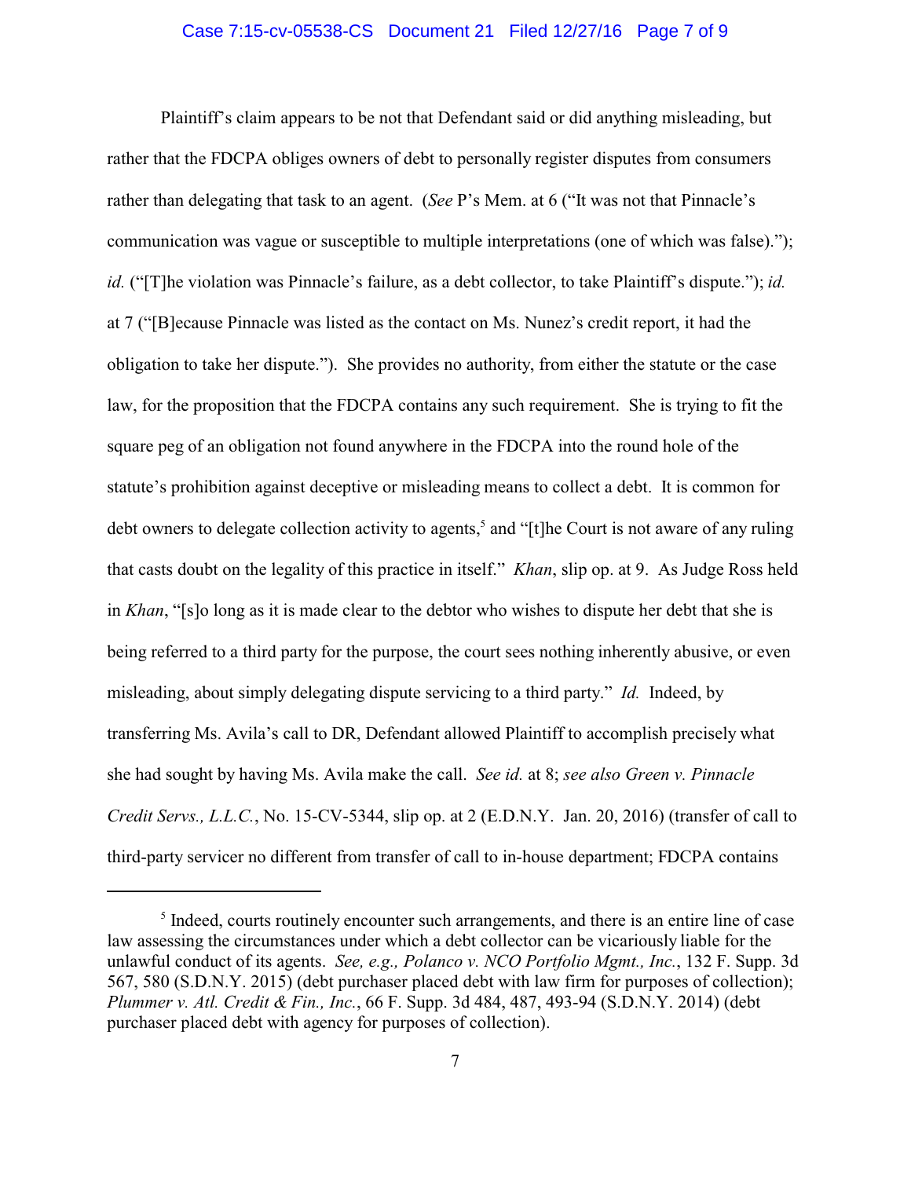Plaintiff's claim appears to be not that Defendant said or did anything misleading, but rather that the FDCPA obliges owners of debt to personally register disputes from consumers rather than delegating that task to an agent. (*See* P's Mem. at 6 ("It was not that Pinnacle's communication was vague or susceptible to multiple interpretations (one of which was false)."); *id.* ("[T]he violation was Pinnacle's failure, as a debt collector, to take Plaintiff's dispute."); *id.* at 7 ("[B]ecause Pinnacle was listed as the contact on Ms. Nunez's credit report, it had the obligation to take her dispute."). She provides no authority, from either the statute or the case law, for the proposition that the FDCPA contains any such requirement. She is trying to fit the square peg of an obligation not found anywhere in the FDCPA into the round hole of the statute's prohibition against deceptive or misleading means to collect a debt. It is common for debt owners to delegate collection activity to agents,[5] and "[t]he Court is not aware of any ruling that casts doubt on the legality of this practice in itself." *Khan*, slip op. at 9. As Judge Ross held in *Khan*, "[s]o long as it is made clear to the debtor who wishes to dispute her debt that she is being referred to a third party for the purpose, the court sees nothing inherently abusive, or even misleading, about simply delegating dispute servicing to a third party." *Id.* Indeed, by transferring Ms. Avila's call to DR, Defendant allowed Plaintiff to accomplish precisely what she had sought by having Ms. Avila make the call. *See id.* at 8; *see also Green v. Pinnacle Credit Servs., L.L.C.*, No. 15-CV-5344, slip op. at 2 (E.D.N.Y. Jan. 20, 2016) (transfer of call to third-party servicer no different from transfer of call to in-house department; FDCPA contains

[5] Indeed, courts routinely encounter such arrangements, and there is an entire line of case law assessing the circumstances under which a debt collector can be vicariously liable for the unlawful conduct of its agents. *See, e.g., Polanco v. NCO Portfolio Mgmt., Inc.*, 132 F. Supp. 3d 567, 580 (S.D.N.Y. 2015) (debt purchaser placed debt with law firm for purposes of collection); *Plummer v. Atl. Credit & Fin., Inc.*, 66 F. Supp. 3d 484, 487, 493-94 (S.D.N.Y. 2014) (debt purchaser placed debt with agency for purposes of collection).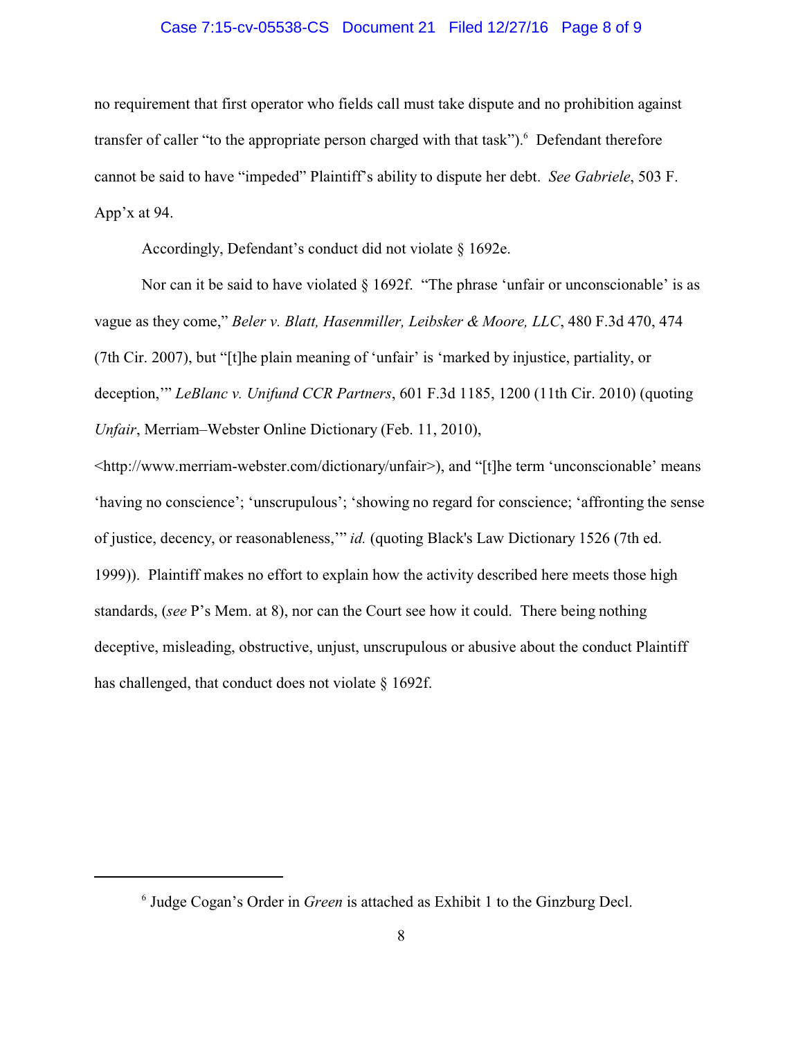no requirement that first operator who fields call must take dispute and no prohibition against transfer of caller "to the appropriate person charged with that task").[6] Defendant therefore cannot be said to have "impeded" Plaintiff's ability to dispute her debt. *See Gabriele*, 503 F. App'x at 94.

Accordingly, Defendant's conduct did not violate § 1692e.

Nor can it be said to have violated § 1692f. "The phrase 'unfair or unconscionable' is as vague as they come," *Beler v. Blatt, Hasenmiller, Leibsker & Moore, LLC*, 480 F.3d 470, 474 (7th Cir. 2007), but "[t]he plain meaning of 'unfair' is 'marked by injustice, partiality, or deception,'" *LeBlanc v. Unifund CCR Partners*, 601 F.3d 1185, 1200 (11th Cir. 2010) (quoting *Unfair*, Merriam–Webster Online Dictionary (Feb. 11, 2010), <http://www.merriam-webster.com/dictionary/unfair>), and "[t]he term 'unconscionable' means 'having no conscience'; 'unscrupulous'; 'showing no regard for conscience; 'affronting the sense of justice, decency, or reasonableness,'" *id.* (quoting Black's Law Dictionary 1526 (7th ed. 1999)). Plaintiff makes no effort to explain how the activity described here meets those high standards, (*see* P's Mem. at 8), nor can the Court see how it could. There being nothing deceptive, misleading, obstructive, unjust, unscrupulous or abusive about the conduct Plaintiff has challenged, that conduct does not violate § 1692f.

---

[6] Judge Cogan's Order in *Green* is attached as Exhibit 1 to the Ginzburg Decl.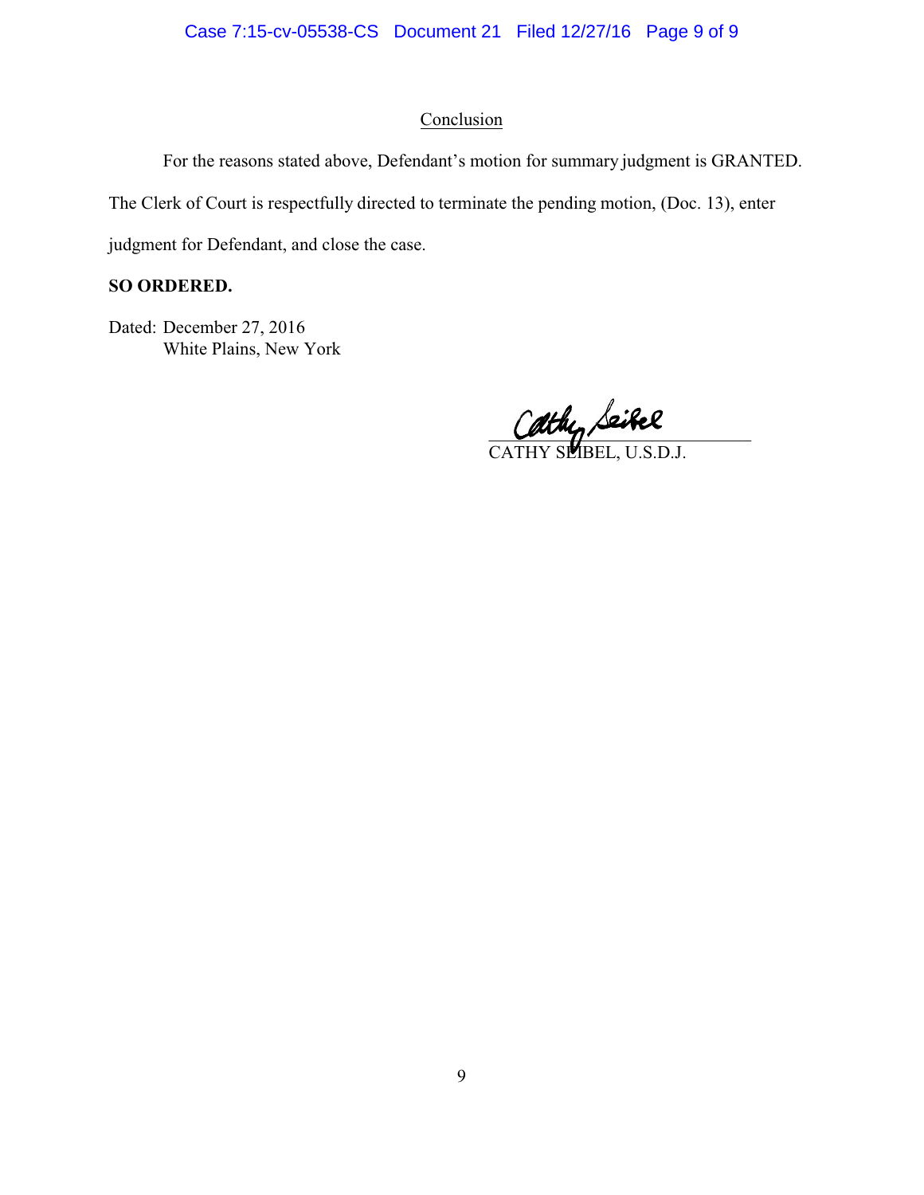## Conclusion

For the reasons stated above, Defendant's motion for summary judgment is GRANTED. The Clerk of Court is respectfully directed to terminate the pending motion, (Doc. 13), enter judgment for Defendant, and close the case.

**SO ORDERED.**

Dated: December 27, 2016
White Plains, New York

Cathy Seibel

CATHY SEIBEL, U.S.D.J.